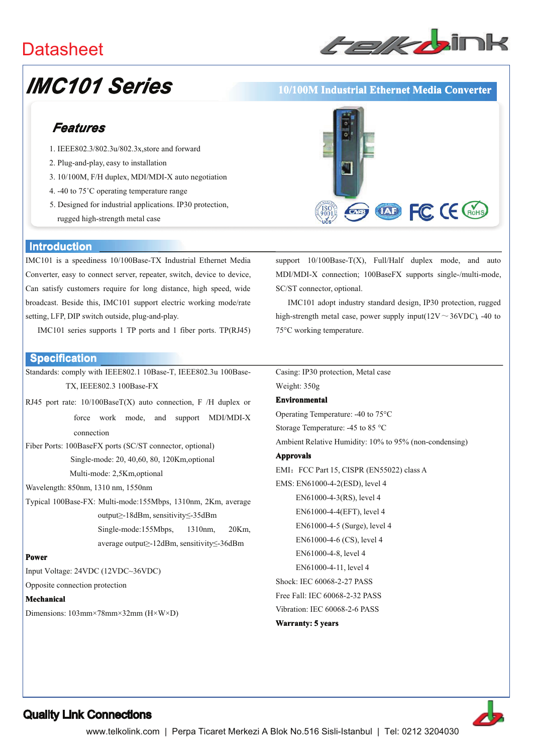Datasheet

# IMC101 Series

**10/100M Industrial Ethernet Media Converter**

## Features

1. IEEE802.3/802.3u/802.3x,store and forward
2. Plug-and-play, easy to installation
3. 10/100M, F/H duplex, MDI/MDI-X auto negotiation
4. -40 to 75˚C operating temperature range
5. Designed for industrial applications. IP30 protection, rugged high-strength metal case

## Introduction

IMC101 is a speediness 10/100Base-TX Industrial Ethernet Media Converter, easy to connect server, repeater, switch, device to device, Can satisfy customers require for long distance, high speed, wide broadcast. Beside this, IMC101 support electric working mode/rate setting, LFP, DIP switch outside, plug-and-play.

IMC101 series supports 1 TP ports and 1 fiber ports. TP(RJ45) support 10/100Base-T(X), Full/Half duplex mode, and auto MDI/MDI-X connection; 100BaseFX supports single-/multi-mode, SC/ST connector, optional.

IMC101 adopt industry standard design, IP30 protection, rugged high-strength metal case, power supply input(12V～36VDC), -40 to 75°C working temperature.

## Specification

Standards: comply with IEEE802.1 10Base-T, IEEE802.3u 100Base-TX, IEEE802.3 100Base-FX

RJ45 port rate: 10/100BaseT(X) auto connection, F /H duplex or force work mode, and support MDI/MDI-X connection

Fiber Ports: 100BaseFX ports (SC/ST connector, optional)
Single-mode: 20, 40,60, 80, 120Km,optional
Multi-mode: 2,5Km,optional

Wavelength: 850nm, 1310 nm, 1550nm

Typical 100Base-FX: Multi-mode:155Mbps, 1310nm, 2Km, average output≥-18dBm, sensitivity≤-35dBm
Single-mode:155Mbps, 1310nm, 20Km, average output≥-12dBm, sensitivity≤-36dBm

**Power**

Input Voltage: 24VDC (12VDC~36VDC)

Opposite connection protection

**Mechanical**

Dimensions: 103mm×78mm×32mm (H×W×D)

Casing: IP30 protection, Metal case

Weight: 350g

**Environmental**

Operating Temperature: -40 to 75°C

Storage Temperature: -45 to 85 °C

Ambient Relative Humidity: 10% to 95% (non-condensing)

**Approvals**

EMI：FCC Part 15, CISPR (EN55022) class A

EMS: EN61000-4-2(ESD), level 4
EN61000-4-3(RS), level 4
EN61000-4-4(EFT), level 4
EN61000-4-5 (Surge), level 4
EN61000-4-6 (CS), level 4
EN61000-4-8, level 4
EN61000-4-11, level 4

Shock: IEC 60068-2-27 PASS

Free Fall: IEC 60068-2-32 PASS

Vibration: IEC 60068-2-6 PASS

**Warranty: 5 years**

**Quality Link Connections**

www.telkolink.com | Perpa Ticaret Merkezi A Blok No.516 Sisli-Istanbul | Tel: 0212 3204030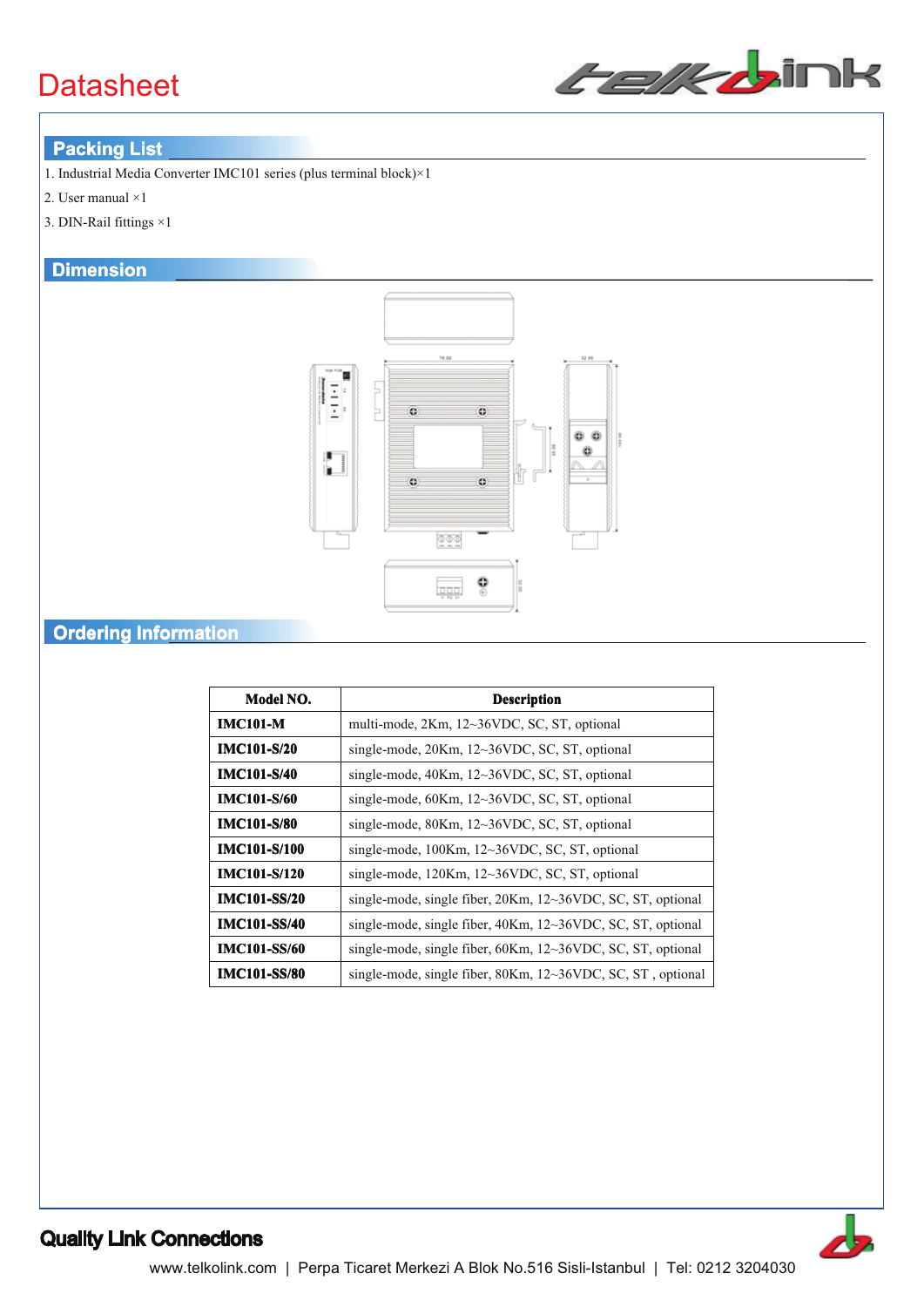## Packing List

1. Industrial Media Converter IMC101 series (plus terminal block)×1
2. User manual ×1
3. DIN-Rail fittings ×1

## Dimension

## Ordering Information

| Model NO. | Description |
|---|---|
| **IMC101-M** | multi-mode, 2Km, 12~36VDC, SC, ST, optional |
| **IMC101-S/20** | single-mode, 20Km, 12~36VDC, SC, ST, optional |
| **IMC101-S/40** | single-mode, 40Km, 12~36VDC, SC, ST, optional |
| **IMC101-S/60** | single-mode, 60Km, 12~36VDC, SC, ST, optional |
| **IMC101-S/80** | single-mode, 80Km, 12~36VDC, SC, ST, optional |
| **IMC101-S/100** | single-mode, 100Km, 12~36VDC, SC, ST, optional |
| **IMC101-S/120** | single-mode, 120Km, 12~36VDC, SC, ST, optional |
| **IMC101-SS/20** | single-mode, single fiber, 20Km, 12~36VDC, SC, ST, optional |
| **IMC101-SS/40** | single-mode, single fiber, 40Km, 12~36VDC, SC, ST, optional |
| **IMC101-SS/60** | single-mode, single fiber, 60Km, 12~36VDC, SC, ST, optional |
| **IMC101-SS/80** | single-mode, single fiber, 80Km, 12~36VDC, SC, ST , optional |